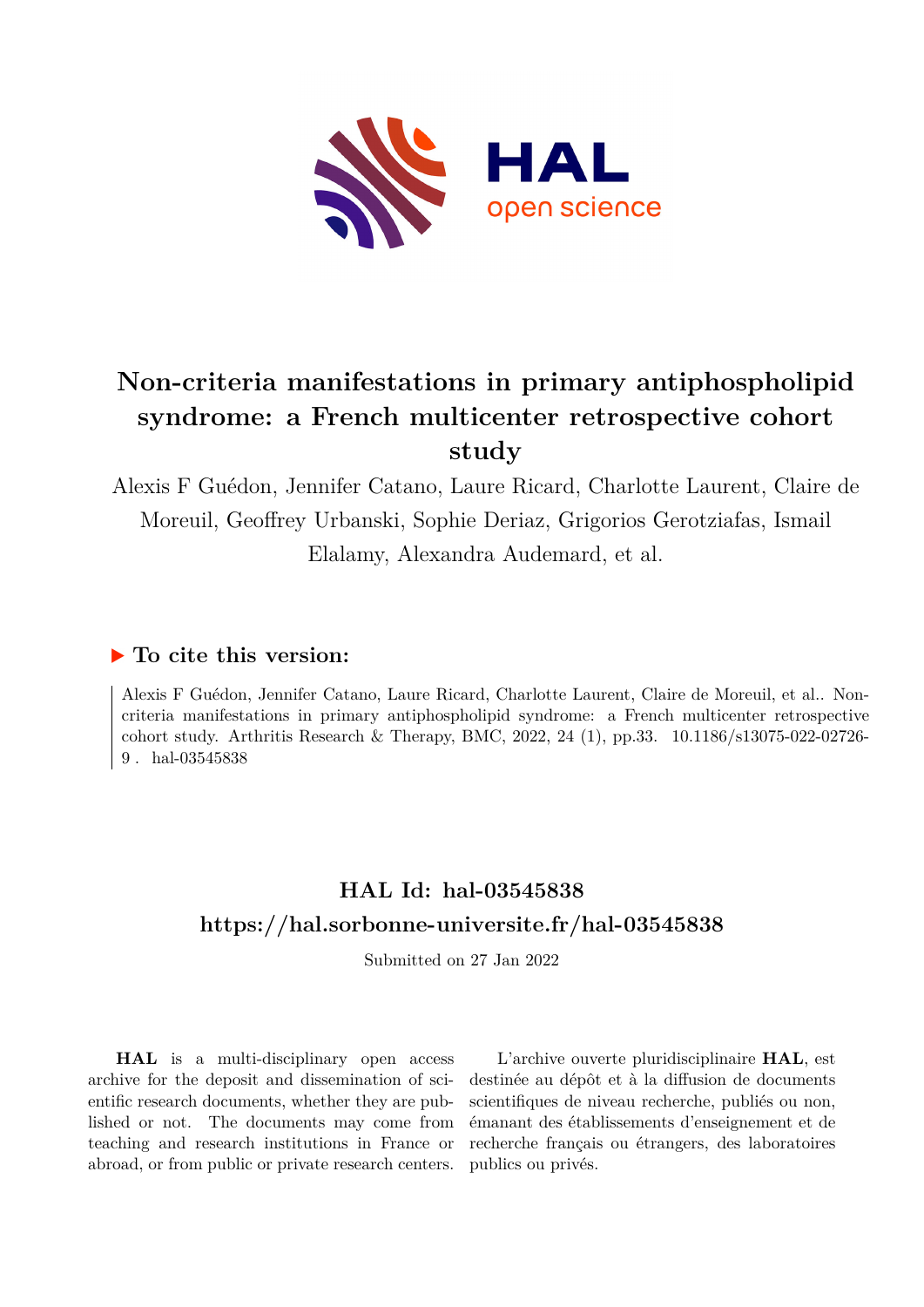# Non-criteria manifestations in primary antiphospholipid syndrome: a French multicenter retrospective cohort study

Alexis F Guédon, Jennifer Catano, Laure Ricard, Charlotte Laurent, Claire de Moreuil, Geoffrey Urbanski, Sophie Deriaz, Grigorios Gerotziafas, Ismail Elalamy, Alexandra Audemard, et al.

## ▶ To cite this version:

Alexis F Guédon, Jennifer Catano, Laure Ricard, Charlotte Laurent, Claire de Moreuil, et al.. Non-criteria manifestations in primary antiphospholipid syndrome: a French multicenter retrospective cohort study. Arthritis Research & Therapy, BMC, 2022, 24 (1), pp.33. 10.1186/s13075-022-02726-9 . hal-03545838

## HAL Id: hal-03545838
## https://hal.sorbonne-universite.fr/hal-03545838

Submitted on 27 Jan 2022

**HAL** is a multi-disciplinary open access archive for the deposit and dissemination of scientific research documents, whether they are published or not. The documents may come from teaching and research institutions in France or abroad, or from public or private research centers.

L'archive ouverte pluridisciplinaire **HAL**, est destinée au dépôt et à la diffusion de documents scientifiques de niveau recherche, publiés ou non, émanant des établissements d'enseignement et de recherche français ou étrangers, des laboratoires publics ou privés.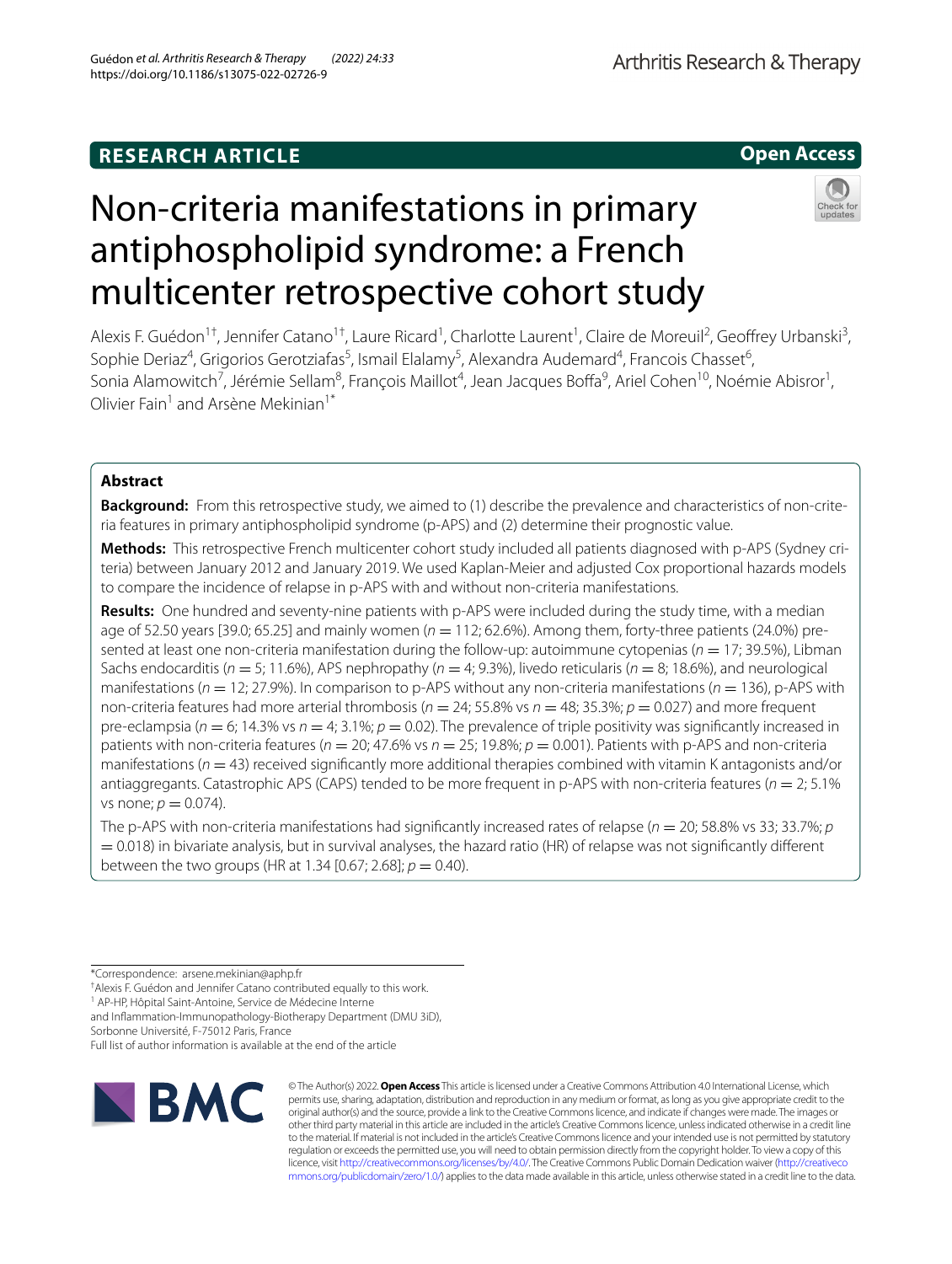# Non-criteria manifestations in primary antiphospholipid syndrome: a French multicenter retrospective cohort study

Alexis F. Guédon[1†], Jennifer Catano[1†], Laure Ricard[1], Charlotte Laurent[1], Claire de Moreuil[2], Geoffrey Urbanski[3], Sophie Deriaz[4], Grigorios Gerotziafas[5], Ismail Elalamy[5], Alexandra Audemard[4], Francois Chasset[6], Sonia Alamowitch[7], Jérémie Sellam[8], François Maillot[4], Jean Jacques Boffa[9], Ariel Cohen[10], Noémie Abisror[1], Olivier Fain[1] and Arsène Mekinian[1*]

## Abstract

**Background:** From this retrospective study, we aimed to (1) describe the prevalence and characteristics of non-criteria features in primary antiphospholipid syndrome (p-APS) and (2) determine their prognostic value.

**Methods:** This retrospective French multicenter cohort study included all patients diagnosed with p-APS (Sydney criteria) between January 2012 and January 2019. We used Kaplan-Meier and adjusted Cox proportional hazards models to compare the incidence of relapse in p-APS with and without non-criteria manifestations.

**Results:** One hundred and seventy-nine patients with p-APS were included during the study time, with a median age of 52.50 years [39.0; 65.25] and mainly women ($n = 112$; 62.6%). Among them, forty-three patients (24.0%) presented at least one non-criteria manifestation during the follow-up: autoimmune cytopenias ($n = 17$; 39.5%), Libman Sachs endocarditis ($n = 5$; 11.6%), APS nephropathy ($n = 4$; 9.3%), livedo reticularis ($n = 8$; 18.6%), and neurological manifestations ($n = 12$; 27.9%). In comparison to p-APS without any non-criteria manifestations ($n = 136$), p-APS with non-criteria features had more arterial thrombosis ($n = 24$; 55.8% vs $n = 48$; 35.3%; $p = 0.027$) and more frequent pre-eclampsia ($n = 6$; 14.3% vs $n = 4$; 3.1%; $p = 0.02$). The prevalence of triple positivity was significantly increased in patients with non-criteria features ($n = 20$; 47.6% vs $n = 25$; 19.8%; $p = 0.001$). Patients with p-APS and non-criteria manifestations ($n = 43$) received significantly more additional therapies combined with vitamin K antagonists and/or antiaggregants. Catastrophic APS (CAPS) tended to be more frequent in p-APS with non-criteria features ($n = 2$; 5.1% vs none; $p = 0.074$).

The p-APS with non-criteria manifestations had significantly increased rates of relapse ($n = 20$; 58.8% vs 33; 33.7%; $p = 0.018$) in bivariate analysis, but in survival analyses, the hazard ratio (HR) of relapse was not significantly different between the two groups (HR at 1.34 [0.67; 2.68]; $p = 0.40$).

*Correspondence: arsene.mekinian@aphp.fr

†Alexis F. Guédon and Jennifer Catano contributed equally to this work.

1 AP-HP, Hôpital Saint-Antoine, Service de Médecine Interne and Inflammation-Immunopathology-Biotherapy Department (DMU 3iD), Sorbonne Université, F-75012 Paris, France

Full list of author information is available at the end of the article

© The Author(s) 2022. **Open Access** This article is licensed under a Creative Commons Attribution 4.0 International License, which permits use, sharing, adaptation, distribution and reproduction in any medium or format, as long as you give appropriate credit to the original author(s) and the source, provide a link to the Creative Commons licence, and indicate if changes were made. The images or other third party material in this article are included in the article's Creative Commons licence, unless indicated otherwise in a credit line to the material. If material is not included in the article's Creative Commons licence and your intended use is not permitted by statutory regulation or exceeds the permitted use, you will need to obtain permission directly from the copyright holder. To view a copy of this licence, visit http://creativecommons.org/licenses/by/4.0/. The Creative Commons Public Domain Dedication waiver (http://creativecommons.org/publicdomain/zero/1.0/) applies to the data made available in this article, unless otherwise stated in a credit line to the data.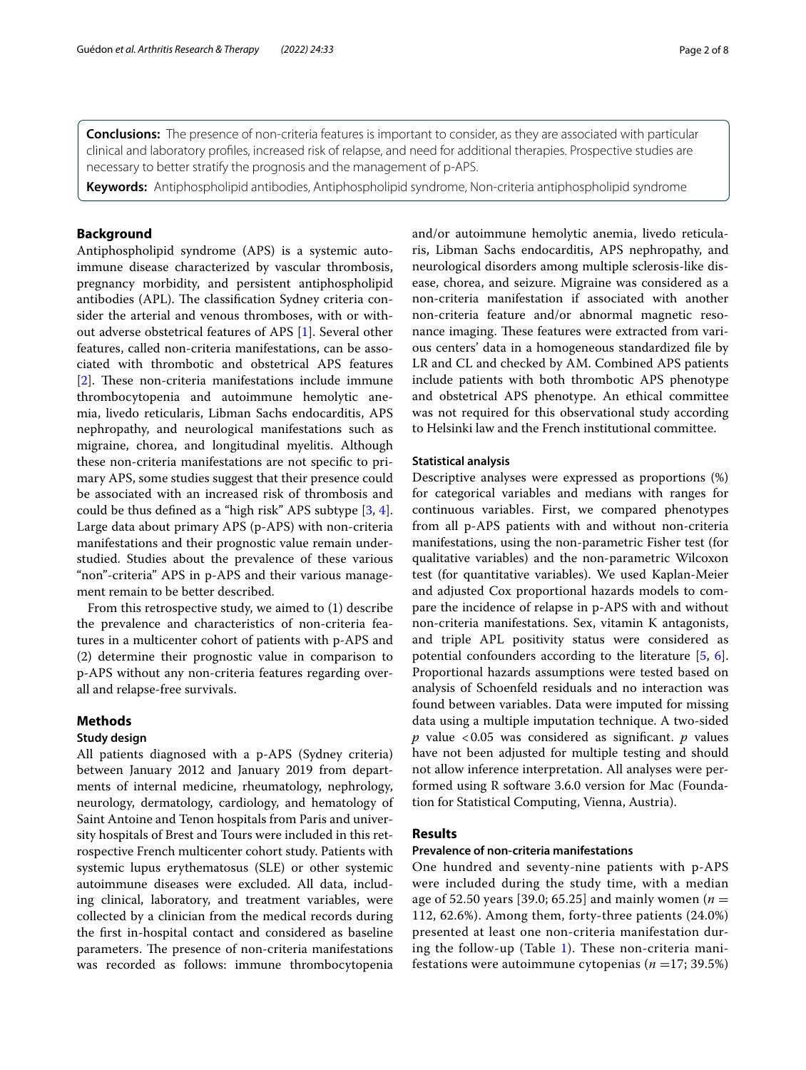**Conclusions:** The presence of non-criteria features is important to consider, as they are associated with particular clinical and laboratory profiles, increased risk of relapse, and need for additional therapies. Prospective studies are necessary to better stratify the prognosis and the management of p-APS.

**Keywords:** Antiphospholipid antibodies, Antiphospholipid syndrome, Non-criteria antiphospholipid syndrome

## Background

Antiphospholipid syndrome (APS) is a systemic autoimmune disease characterized by vascular thrombosis, pregnancy morbidity, and persistent antiphospholipid antibodies (APL). The classification Sydney criteria consider the arterial and venous thromboses, with or without adverse obstetrical features of APS [1]. Several other features, called non-criteria manifestations, can be associated with thrombotic and obstetrical APS features [2]. These non-criteria manifestations include immune thrombocytopenia and autoimmune hemolytic anemia, livedo reticularis, Libman Sachs endocarditis, APS nephropathy, and neurological manifestations such as migraine, chorea, and longitudinal myelitis. Although these non-criteria manifestations are not specific to primary APS, some studies suggest that their presence could be associated with an increased risk of thrombosis and could be thus defined as a "high risk" APS subtype [3, 4]. Large data about primary APS (p-APS) with non-criteria manifestations and their prognostic value remain understudied. Studies about the prevalence of these various "non"-criteria" APS in p-APS and their various management remain to be better described.

From this retrospective study, we aimed to (1) describe the prevalence and characteristics of non-criteria features in a multicenter cohort of patients with p-APS and (2) determine their prognostic value in comparison to p-APS without any non-criteria features regarding overall and relapse-free survivals.

## Methods

### Study design

All patients diagnosed with a p-APS (Sydney criteria) between January 2012 and January 2019 from departments of internal medicine, rheumatology, nephrology, neurology, dermatology, cardiology, and hematology of Saint Antoine and Tenon hospitals from Paris and university hospitals of Brest and Tours were included in this retrospective French multicenter cohort study. Patients with systemic lupus erythematosus (SLE) or other systemic autoimmune diseases were excluded. All data, including clinical, laboratory, and treatment variables, were collected by a clinician from the medical records during the first in-hospital contact and considered as baseline parameters. The presence of non-criteria manifestations was recorded as follows: immune thrombocytopenia and/or autoimmune hemolytic anemia, livedo reticularis, Libman Sachs endocarditis, APS nephropathy, and neurological disorders among multiple sclerosis-like disease, chorea, and seizure. Migraine was considered as a non-criteria manifestation if associated with another non-criteria feature and/or abnormal magnetic resonance imaging. These features were extracted from various centers' data in a homogeneous standardized file by LR and CL and checked by AM. Combined APS patients include patients with both thrombotic APS phenotype and obstetrical APS phenotype. An ethical committee was not required for this observational study according to Helsinki law and the French institutional committee.

### Statistical analysis

Descriptive analyses were expressed as proportions (%) for categorical variables and medians with ranges for continuous variables. First, we compared phenotypes from all p-APS patients with and without non-criteria manifestations, using the non-parametric Fisher test (for qualitative variables) and the non-parametric Wilcoxon test (for quantitative variables). We used Kaplan-Meier and adjusted Cox proportional hazards models to compare the incidence of relapse in p-APS with and without non-criteria manifestations. Sex, vitamin K antagonists, and triple APL positivity status were considered as potential confounders according to the literature [5, 6]. Proportional hazards assumptions were tested based on analysis of Schoenfeld residuals and no interaction was found between variables. Data were imputed for missing data using a multiple imputation technique. A two-sided $p$ value $<0.05$ was considered as significant. $p$ values have not been adjusted for multiple testing and should not allow inference interpretation. All analyses were performed using R software 3.6.0 version for Mac (Foundation for Statistical Computing, Vienna, Austria).

## Results

### Prevalence of non-criteria manifestations

One hundred and seventy-nine patients with p-APS were included during the study time, with a median age of 52.50 years [39.0; 65.25] and mainly women ($n =$ 112, 62.6%). Among them, forty-three patients (24.0%) presented at least one non-criteria manifestation during the follow-up (Table 1). These non-criteria manifestations were autoimmune cytopenias ($n =$17; 39.5%)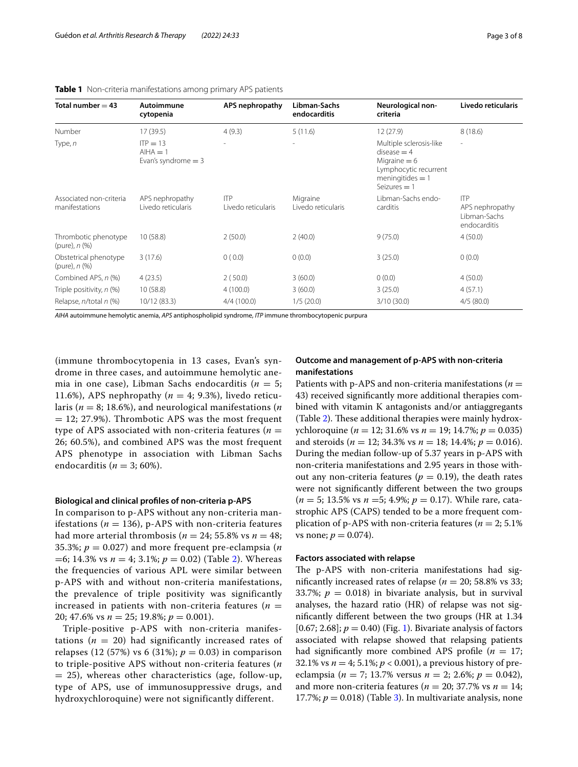**Table 1** Non-criteria manifestations among primary APS patients

| Total number = 43 | Autoimmune cytopenia | APS nephropathy | Libman-Sachs endocarditis | Neurological non-criteria | Livedo reticularis |
|---|---|---|---|---|---|
| Number | 17 (39.5) | 4 (9.3) | 5 (11.6) | 12 (27.9) | 8 (18.6) |
| Type, *n* | ITP = 13<br>AIHA = 1<br>Evan's syndrome = 3 | - | - | Multiple sclerosis-like disease = 4<br>Migraine = 6<br>Lymphocytic recurrent meningitides = 1<br>Seizures = 1 | - |
| Associated non-criteria manifestations | APS nephropathy<br>Livedo reticularis | ITP<br>Livedo reticularis | Migraine<br>Livedo reticularis | Libman-Sachs endocarditis | ITP<br>APS nephropathy<br>Libman-Sachs endocarditis |
| Thrombotic phenotype (pure), *n* (%) | 10 (58.8) | 2 (50.0) | 2 (40.0) | 9 (75.0) | 4 (50.0) |
| Obstetrical phenotype (pure), *n* (%) | 3 (17.6) | 0 (0.0) | 0 (0.0) | 3 (25.0) | 0 (0.0) |
| Combined APS, *n* (%) | 4 (23.5) | 2 (50.0) | 3 (60.0) | 0 (0.0) | 4 (50.0) |
| Triple positivity, *n* (%) | 10 (58.8) | 4 (100.0) | 3 (60.0) | 3 (25.0) | 4 (57.1) |
| Relapse, *n*/total *n* (%) | 10/12 (83.3) | 4/4 (100.0) | 1/5 (20.0) | 3/10 (30.0) | 4/5 (80.0) |

*AIHA* autoimmune hemolytic anemia, *APS* antiphospholipid syndrome, *ITP* immune thrombocytopenic purpura

(immune thrombocytopenia in 13 cases, Evan's syndrome in three cases, and autoimmune hemolytic anemia in one case), Libman Sachs endocarditis ($n = 5$; 11.6%), APS nephropathy ($n = 4$; 9.3%), livedo reticularis ($n = 8$; 18.6%), and neurological manifestations ($n = 12$; 27.9%). Thrombotic APS was the most frequent type of APS associated with non-criteria features ($n = 26$; 60.5%), and combined APS was the most frequent APS phenotype in association with Libman Sachs endocarditis ($n = 3$; 60%).

#### Biological and clinical profiles of non-criteria p-APS

In comparison to p-APS without any non-criteria manifestations ($n = 136$), p-APS with non-criteria features had more arterial thrombosis ($n = 24$; 55.8% vs $n = 48$; 35.3%; $p = 0.027$) and more frequent pre-eclampsia ($n = 6$; 14.3% vs $n = 4$; 3.1%; $p = 0.02$) (Table 2). Whereas the frequencies of various APL were similar between p-APS with and without non-criteria manifestations, the prevalence of triple positivity was significantly increased in patients with non-criteria features ($n = 20$; 47.6% vs $n = 25$; 19.8%; $p = 0.001$).

Triple-positive p-APS with non-criteria manifestations ($n = 20$) had significantly increased rates of relapses (12 (57%) vs 6 (31%); $p = 0.03$) in comparison to triple-positive APS without non-criteria features ($n = 25$), whereas other characteristics (age, follow-up, type of APS, use of immunosuppressive drugs, and hydroxychloroquine) were not significantly different.

#### Outcome and management of p-APS with non-criteria manifestations

Patients with p-APS and non-criteria manifestations ($n = 43$) received significantly more additional therapies combined with vitamin K antagonists and/or antiaggregants (Table 2). These additional therapies were mainly hydroxychloroquine ($n = 12$; 31.6% vs $n = 19$; 14.7%; $p = 0.035$) and steroids ($n = 12$; 34.3% vs $n = 18$; 14.4%; $p = 0.016$). During the median follow-up of 5.37 years in p-APS with non-criteria manifestations and 2.95 years in those without any non-criteria features ($p = 0.19$), the death rates were not significantly different between the two groups ($n = 5$; 13.5% vs $n = 5$; 4.9%; $p = 0.17$). While rare, catastrophic APS (CAPS) tended to be a more frequent complication of p-APS with non-criteria features ($n = 2$; 5.1% vs none; $p = 0.074$).

#### Factors associated with relapse

The p-APS with non-criteria manifestations had significantly increased rates of relapse ($n = 20$; 58.8% vs 33; 33.7%; $p = 0.018$) in bivariate analysis, but in survival analyses, the hazard ratio (HR) of relapse was not significantly different between the two groups (HR at 1.34 [0.67; 2.68]; $p = 0.40$) (Fig. 1). Bivariate analysis of factors associated with relapse showed that relapsing patients had significantly more combined APS profile ($n = 17$; 32.1% vs $n = 4$; 5.1%; $p < 0.001$), a previous history of pre-eclampsia ($n = 7$; 13.7% versus $n = 2$; 2.6%; $p = 0.042$), and more non-criteria features ($n = 20$; 37.7% vs $n = 14$; 17.7%; $p = 0.018$) (Table 3). In multivariate analysis, none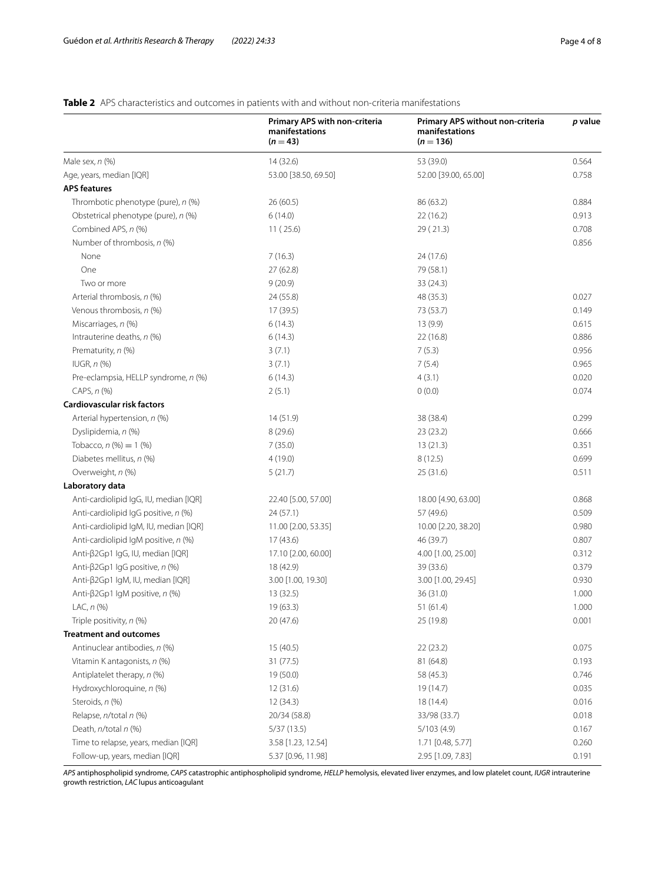**Table 2** APS characteristics and outcomes in patients with and without non-criteria manifestations

| | Primary APS with non-criteria manifestations (*n* = 43) | Primary APS without non-criteria manifestations (*n* = 136) | *p* value |
|---|---|---|---|
| Male sex, *n* (%) | 14 (32.6) | 53 (39.0) | 0.564 |
| Age, years, median [IQR] | 53.00 [38.50, 69.50] | 52.00 [39.00, 65.00] | 0.758 |
| **APS features** | | | |
| Thrombotic phenotype (pure), *n* (%) | 26 (60.5) | 86 (63.2) | 0.884 |
| Obstetrical phenotype (pure), *n* (%) | 6 (14.0) | 22 (16.2) | 0.913 |
| Combined APS, *n* (%) | 11 ( 25.6) | 29 ( 21.3) | 0.708 |
| Number of thrombosis, *n* (%) | | | 0.856 |
| None | 7 (16.3) | 24 (17.6) | |
| One | 27 (62.8) | 79 (58.1) | |
| Two or more | 9 (20.9) | 33 (24.3) | |
| Arterial thrombosis, *n* (%) | 24 (55.8) | 48 (35.3) | 0.027 |
| Venous thrombosis, *n* (%) | 17 (39.5) | 73 (53.7) | 0.149 |
| Miscarriages, *n* (%) | 6 (14.3) | 13 (9.9) | 0.615 |
| Intrauterine deaths, *n* (%) | 6 (14.3) | 22 (16.8) | 0.886 |
| Prematurity, *n* (%) | 3 (7.1) | 7 (5.3) | 0.956 |
| IUGR, *n* (%) | 3 (7.1) | 7 (5.4) | 0.965 |
| Pre-eclampsia, HELLP syndrome, *n* (%) | 6 (14.3) | 4 (3.1) | 0.020 |
| CAPS, *n* (%) | 2 (5.1) | 0 (0.0) | 0.074 |
| **Cardiovascular risk factors** | | | |
| Arterial hypertension, *n* (%) | 14 (51.9) | 38 (38.4) | 0.299 |
| Dyslipidemia, *n* (%) | 8 (29.6) | 23 (23.2) | 0.666 |
| Tobacco, *n* (%) = 1 (%) | 7 (35.0) | 13 (21.3) | 0.351 |
| Diabetes mellitus, *n* (%) | 4 (19.0) | 8 (12.5) | 0.699 |
| Overweight, *n* (%) | 5 (21.7) | 25 (31.6) | 0.511 |
| **Laboratory data** | | | |
| Anti-cardiolipid IgG, IU, median [IQR] | 22.40 [5.00, 57.00] | 18.00 [4.90, 63.00] | 0.868 |
| Anti-cardiolipid IgG positive, *n* (%) | 24 (57.1) | 57 (49.6) | 0.509 |
| Anti-cardiolipid IgM, IU, median [IQR] | 11.00 [2.00, 53.35] | 10.00 [2.20, 38.20] | 0.980 |
| Anti-cardiolipid IgM positive, *n* (%) | 17 (43.6) | 46 (39.7) | 0.807 |
| Anti-β2Gp1 IgG, IU, median [IQR] | 17.10 [2.00, 60.00] | 4.00 [1.00, 25.00] | 0.312 |
| Anti-β2Gp1 IgG positive, *n* (%) | 18 (42.9) | 39 (33.6) | 0.379 |
| Anti-β2Gp1 IgM, IU, median [IQR] | 3.00 [1.00, 19.30] | 3.00 [1.00, 29.45] | 0.930 |
| Anti-β2Gp1 IgM positive, *n* (%) | 13 (32.5) | 36 (31.0) | 1.000 |
| LAC, *n* (%) | 19 (63.3) | 51 (61.4) | 1.000 |
| Triple positivity, *n* (%) | 20 (47.6) | 25 (19.8) | 0.001 |
| **Treatment and outcomes** | | | |
| Antinuclear antibodies, *n* (%) | 15 (40.5) | 22 (23.2) | 0.075 |
| Vitamin K antagonists, *n* (%) | 31 (77.5) | 81 (64.8) | 0.193 |
| Antiplatelet therapy, *n* (%) | 19 (50.0) | 58 (45.3) | 0.746 |
| Hydroxychloroquine, *n* (%) | 12 (31.6) | 19 (14.7) | 0.035 |
| Steroids, *n* (%) | 12 (34.3) | 18 (14.4) | 0.016 |
| Relapse, *n*/total *n* (%) | 20/34 (58.8) | 33/98 (33.7) | 0.018 |
| Death, *n*/total *n* (%) | 5/37 (13.5) | 5/103 (4.9) | 0.167 |
| Time to relapse, years, median [IQR] | 3.58 [1.23, 12.54] | 1.71 [0.48, 5.77] | 0.260 |
| Follow-up, years, median [IQR] | 5.37 [0.96, 11.98] | 2.95 [1.09, 7.83] | 0.191 |

*APS* antiphospholipid syndrome, *CAPS* catastrophic antiphospholipid syndrome, *HELLP* hemolysis, elevated liver enzymes, and low platelet count, *IUGR* intrauterine growth restriction, *LAC* lupus anticoagulant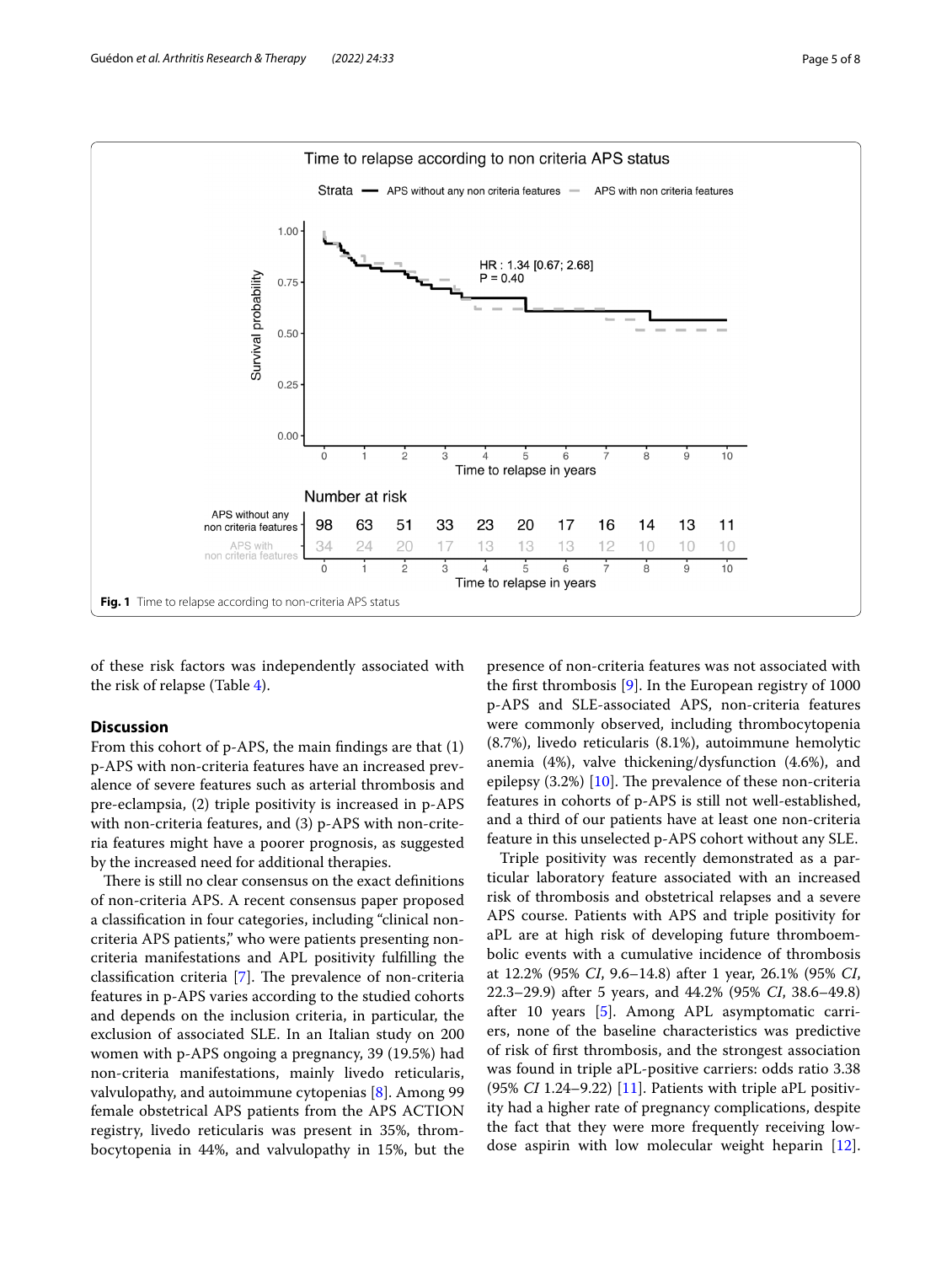Time to relapse according to non criteria APS status

Strata — APS without any non criteria features — APS with non criteria features

HR : 1.34 [0.67; 2.68]
P = 0.40

Number at risk

| | 0 | 1 | 2 | 3 | 4 | 5 | 6 | 7 | 8 | 9 | 10 |
|---|---|---|---|---|---|---|---|---|---|---|---|
| APS without any non criteria features | 98 | 63 | 51 | 33 | 23 | 20 | 17 | 16 | 14 | 13 | 11 |
| APS with non criteria features | 34 | 24 | 20 | 17 | 13 | 13 | 13 | 12 | 10 | 10 | 10 |

Time to relapse in years

**Fig. 1** Time to relapse according to non-criteria APS status

of these risk factors was independently associated with the risk of relapse (Table 4).

## Discussion

From this cohort of p-APS, the main findings are that (1) p-APS with non-criteria features have an increased prevalence of severe features such as arterial thrombosis and pre-eclampsia, (2) triple positivity is increased in p-APS with non-criteria features, and (3) p-APS with non-criteria features might have a poorer prognosis, as suggested by the increased need for additional therapies.

There is still no clear consensus on the exact definitions of non-criteria APS. A recent consensus paper proposed a classification in four categories, including "clinical non-criteria APS patients," who were patients presenting non-criteria manifestations and APL positivity fulfilling the classification criteria [7]. The prevalence of non-criteria features in p-APS varies according to the studied cohorts and depends on the inclusion criteria, in particular, the exclusion of associated SLE. In an Italian study on 200 women with p-APS ongoing a pregnancy, 39 (19.5%) had non-criteria manifestations, mainly livedo reticularis, valvulopathy, and autoimmune cytopenias [8]. Among 99 female obstetrical APS patients from the APS ACTION registry, livedo reticularis was present in 35%, thrombocytopenia in 44%, and valvulopathy in 15%, but the presence of non-criteria features was not associated with the first thrombosis [9]. In the European registry of 1000 p-APS and SLE-associated APS, non-criteria features were commonly observed, including thrombocytopenia (8.7%), livedo reticularis (8.1%), autoimmune hemolytic anemia (4%), valve thickening/dysfunction (4.6%), and epilepsy (3.2%) [10]. The prevalence of these non-criteria features in cohorts of p-APS is still not well-established, and a third of our patients have at least one non-criteria feature in this unselected p-APS cohort without any SLE.

Triple positivity was recently demonstrated as a particular laboratory feature associated with an increased risk of thrombosis and obstetrical relapses and a severe APS course. Patients with APS and triple positivity for aPL are at high risk of developing future thromboembolic events with a cumulative incidence of thrombosis at 12.2% (95% *CI*, 9.6–14.8) after 1 year, 26.1% (95% *CI*, 22.3–29.9) after 5 years, and 44.2% (95% *CI*, 38.6–49.8) after 10 years [5]. Among APL asymptomatic carriers, none of the baseline characteristics was predictive of risk of first thrombosis, and the strongest association was found in triple aPL-positive carriers: odds ratio 3.38 (95% *CI* 1.24–9.22) [11]. Patients with triple aPL positivity had a higher rate of pregnancy complications, despite the fact that they were more frequently receiving low-dose aspirin with low molecular weight heparin [12].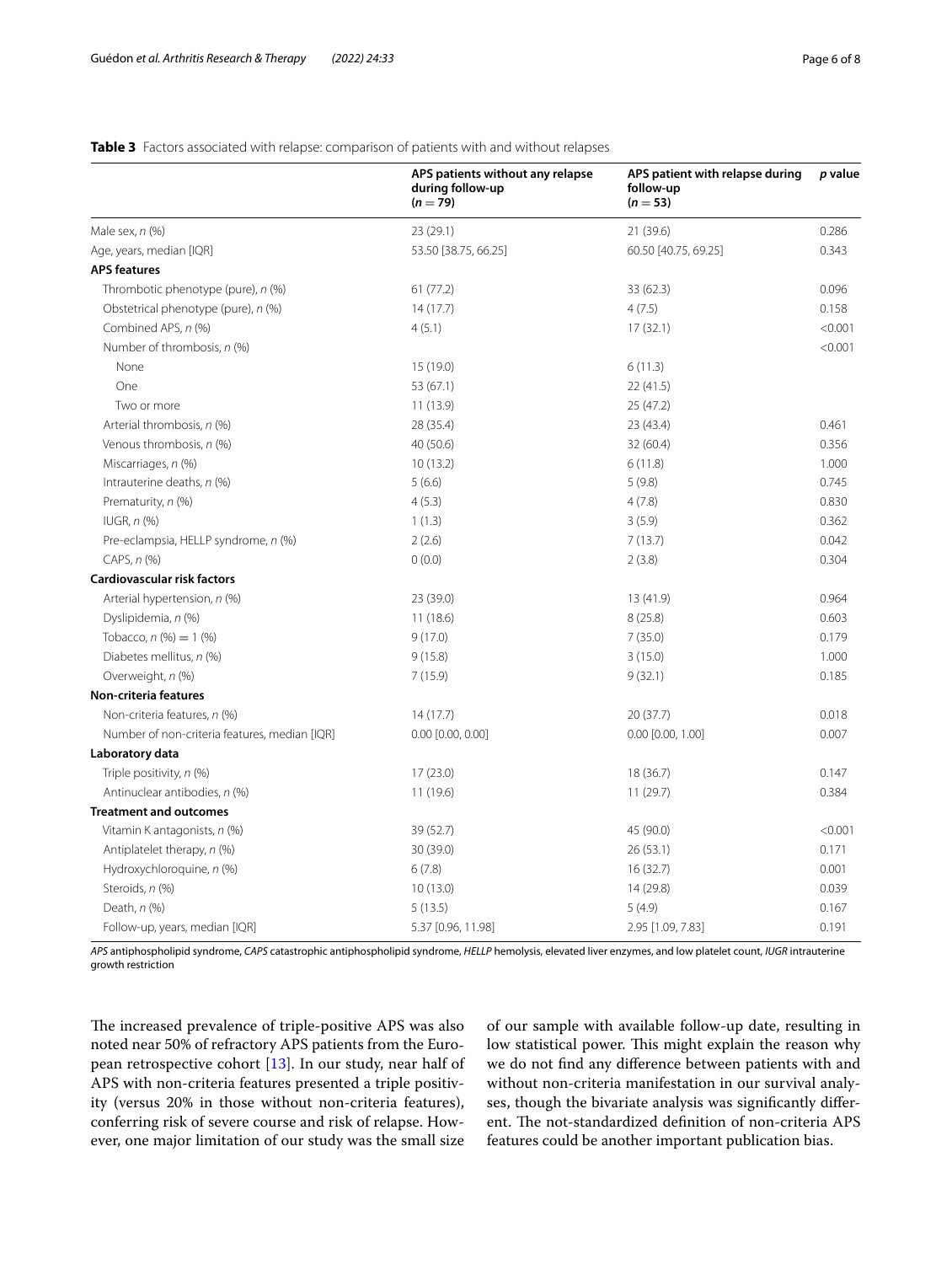**Table 3** Factors associated with relapse: comparison of patients with and without relapses

| | APS patients without any relapse during follow-up ($n = 79$) | APS patient with relapse during follow-up ($n = 53$) | *p* value |
|---|---|---|---|
| Male sex, *n* (%) | 23 (29.1) | 21 (39.6) | 0.286 |
| Age, years, median [IQR] | 53.50 [38.75, 66.25] | 60.50 [40.75, 69.25] | 0.343 |
| **APS features** | | | |
| Thrombotic phenotype (pure), *n* (%) | 61 (77.2) | 33 (62.3) | 0.096 |
| Obstetrical phenotype (pure), *n* (%) | 14 (17.7) | 4 (7.5) | 0.158 |
| Combined APS, *n* (%) | 4 (5.1) | 17 (32.1) | <0.001 |
| Number of thrombosis, *n* (%) | | | <0.001 |
| None | 15 (19.0) | 6 (11.3) | |
| One | 53 (67.1) | 22 (41.5) | |
| Two or more | 11 (13.9) | 25 (47.2) | |
| Arterial thrombosis, *n* (%) | 28 (35.4) | 23 (43.4) | 0.461 |
| Venous thrombosis, *n* (%) | 40 (50.6) | 32 (60.4) | 0.356 |
| Miscarriages, *n* (%) | 10 (13.2) | 6 (11.8) | 1.000 |
| Intrauterine deaths, *n* (%) | 5 (6.6) | 5 (9.8) | 0.745 |
| Prematurity, *n* (%) | 4 (5.3) | 4 (7.8) | 0.830 |
| IUGR, *n* (%) | 1 (1.3) | 3 (5.9) | 0.362 |
| Pre-eclampsia, HELLP syndrome, *n* (%) | 2 (2.6) | 7 (13.7) | 0.042 |
| CAPS, *n* (%) | 0 (0.0) | 2 (3.8) | 0.304 |
| **Cardiovascular risk factors** | | | |
| Arterial hypertension, *n* (%) | 23 (39.0) | 13 (41.9) | 0.964 |
| Dyslipidemia, *n* (%) | 11 (18.6) | 8 (25.8) | 0.603 |
| Tobacco, *n* (%) = 1 (%) | 9 (17.0) | 7 (35.0) | 0.179 |
| Diabetes mellitus, *n* (%) | 9 (15.8) | 3 (15.0) | 1.000 |
| Overweight, *n* (%) | 7 (15.9) | 9 (32.1) | 0.185 |
| **Non-criteria features** | | | |
| Non-criteria features, *n* (%) | 14 (17.7) | 20 (37.7) | 0.018 |
| Number of non-criteria features, median [IQR] | 0.00 [0.00, 0.00] | 0.00 [0.00, 1.00] | 0.007 |
| **Laboratory data** | | | |
| Triple positivity, *n* (%) | 17 (23.0) | 18 (36.7) | 0.147 |
| Antinuclear antibodies, *n* (%) | 11 (19.6) | 11 (29.7) | 0.384 |
| **Treatment and outcomes** | | | |
| Vitamin K antagonists, *n* (%) | 39 (52.7) | 45 (90.0) | <0.001 |
| Antiplatelet therapy, *n* (%) | 30 (39.0) | 26 (53.1) | 0.171 |
| Hydroxychloroquine, *n* (%) | 6 (7.8) | 16 (32.7) | 0.001 |
| Steroids, *n* (%) | 10 (13.0) | 14 (29.8) | 0.039 |
| Death, *n* (%) | 5 (13.5) | 5 (4.9) | 0.167 |
| Follow-up, years, median [IQR] | 5.37 [0.96, 11.98] | 2.95 [1.09, 7.83] | 0.191 |

*APS* antiphospholipid syndrome, *CAPS* catastrophic antiphospholipid syndrome, *HELLP* hemolysis, elevated liver enzymes, and low platelet count, *IUGR* intrauterine growth restriction

The increased prevalence of triple-positive APS was also noted near 50% of refractory APS patients from the European retrospective cohort [13]. In our study, near half of APS with non-criteria features presented a triple positivity (versus 20% in those without non-criteria features), conferring risk of severe course and risk of relapse. However, one major limitation of our study was the small size of our sample with available follow-up date, resulting in low statistical power. This might explain the reason why we do not find any difference between patients with and without non-criteria manifestation in our survival analyses, though the bivariate analysis was significantly different. The not-standardized definition of non-criteria APS features could be another important publication bias.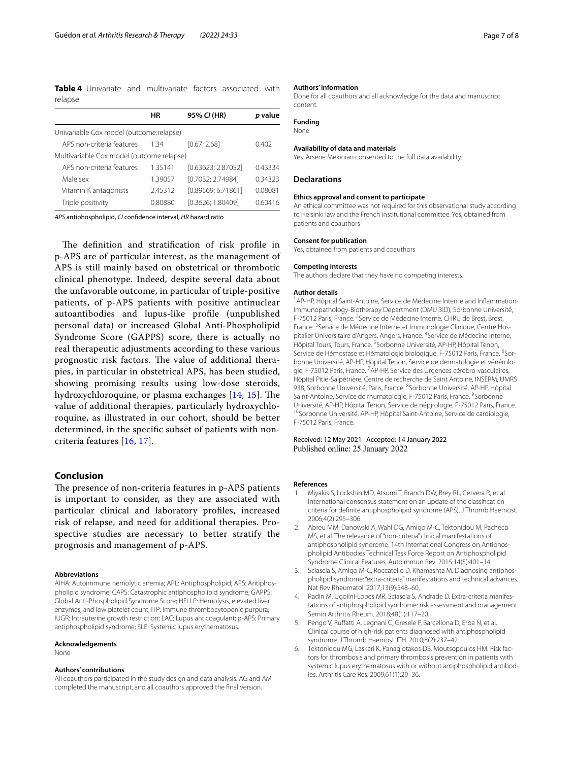**Table 4** Univariate and multivariate factors associated with relapse

| | HR | 95% *CI* (HR) | *p* value |
|---|---|---|---|
| Univariable Cox model (outcome:relapse) | | | |
| APS non-criteria features | 1.34 | [0.67; 2.68] | 0.402 |
| Multivariable Cox model (outcome:relapse) | | | |
| APS non-criteria features | 1.35141 | [0.63623; 2.87052] | 0.43334 |
| Male sex | 1.39057 | [0.7032; 2.74984] | 0.34323 |
| Vitamin K antagonists | 2.45312 | [0.89569; 6.71861] | 0.08081 |
| Triple positivity | 0.80880 | [0.3626; 1.80409] | 0.60416 |

*APS* antiphospholipid, *CI* confidence interval, *HR* hazard ratio

The definition and stratification of risk profile in p-APS are of particular interest, as the management of APS is still mainly based on obstetrical or thrombotic clinical phenotype. Indeed, despite several data about the unfavorable outcome, in particular of triple-positive patients, of p-APS patients with positive antinuclear autoantibodies and lupus-like profile (unpublished personal data) or increased Global Anti-Phospholipid Syndrome Score (GAPPS) score, there is actually no real therapeutic adjustments according to these various prognostic risk factors. The value of additional therapies, in particular in obstetrical APS, has been studied, showing promising results using low-dose steroids, hydroxychloroquine, or plasma exchanges [14, 15]. The value of additional therapies, particularly hydroxychloroquine, as illustrated in our cohort, should be better determined, in the specific subset of patients with non-criteria features [16, 17].

## Conclusion

The presence of non-criteria features in p-APS patients is important to consider, as they are associated with particular clinical and laboratory profiles, increased risk of relapse, and need for additional therapies. Prospective studies are necessary to better stratify the prognosis and management of p-APS.

#### Abbreviations

AIHA: Autoimmune hemolytic anemia; APL: Antiphospholipid; APS: Antiphospholipid syndrome; CAPS: Catastrophic antiphospholipid syndrome; GAPPS: Global Anti-Phospholipid Syndrome Score; HELLP: Hemolysis, elevated liver enzymes, and low platelet count; ITP: Immune thrombocytopenic purpura; IUGR: Intrauterine growth restriction; LAC: Lupus anticoagulant; p-APS: Primary antiphospholipid syndrome; SLE: Systemic lupus erythematosus.

#### Acknowledgements

None

#### Authors' contributions

All coauthors participated in the study design and data analysis. AG and AM completed the manuscript, and all coauthors approved the final version.

#### Authors' information

Done for all coauthors and all acknowledge for the data and manuscript content.

#### Funding

None

#### Availability of data and materials

Yes. Arsene Mekinian consented to the full data availability.

## Declarations

#### Ethics approval and consent to participate

An ethical committee was not required for this observational study according to Helsinki law and the French institutional committee. Yes, obtained from patients and coauthors

#### Consent for publication

Yes, obtained from patients and coauthors

#### Competing interests

The authors declare that they have no competing interests.

#### Author details

[1]AP-HP, Hôpital Saint-Antoine, Service de Médecine Interne and Inflammation-Immunopathology-Biotherapy Department (DMU 3iD), Sorbonne Université, F-75012 Paris, France. [2]Service de Médecine Interne, CHRU de Brest, Brest, France. [3]Service de Médecine Interne et Immunologie Clinique, Centre Hospitalier Universitaire d'Angers, Angers, France. [4]Service de Médecine Interne, Hôpital Tours, Tours, France. [5]Sorbonne Université, AP-HP, Hôpital Tenon, Service de Hémostase et Hématologie biologique, F-75012 Paris, France. [6]Sorbonne Université, AP-HP, Hôpital Tenon, Service de dermatologie et vénérologie, F-75012 Paris, France. [7]AP-HP, Service des Urgences cérébro-vasculaires, Hôpital Pitié-Salpêtrière, Centre de recherche de Saint Antoine, INSERM, UMRS 938, Sorbonne Université, Paris, France. [8]Sorbonne Université, AP-HP, Hôpital Saint-Antoine, Service de rhumatologie, F-75012 Paris, France. [9]Sorbonne Université, AP-HP, Hôpital Tenon, Service de népjrologie, F-75012 Paris, France. [10]Sorbonne Université, AP-HP, Hôpital Saint-Antoine, Service de cardiologie, F-75012 Paris, France.

Received: 12 May 2021 Accepted: 14 January 2022
Published online: 25 January 2022

#### References

1. Miyakis S, Lockshin MD, Atsumi T, Branch DW, Brey RL, Cervera R, et al. International consensus statement on an update of the classification criteria for definite antiphospholipid syndrome (APS). J Thromb Haemost. 2006;4(2):295–306.
2. Abreu MM, Danowski A, Wahl DG, Amigo M-C, Tektonidou M, Pacheco MS, et al. The relevance of "non-criteria" clinical manifestations of antiphospholipid syndrome: 14th International Congress on Antiphospholipid Antibodies Technical Task Force Report on Antiphospholipid Syndrome Clinical Features. Autoimmun Rev. 2015;14(5):401–14.
3. Sciascia S, Amigo M-C, Roccatello D, Khamashta M. Diagnosing antiphospholipid syndrome: "extra-criteria" manifestations and technical advances. Nat Rev Rheumatol. 2017;13(9):548–60.
4. Radin M, Ugolini-Lopes MR, Sciascia S, Andrade D. Extra-criteria manifestations of antiphospholipid syndrome: risk assessment and management. Semin Arthritis Rheum. 2018;48(1):117–20.
5. Pengo V, Ruffatti A, Legnani C, Gresele P, Barcellona D, Erba N, et al. Clinical course of high-risk patients diagnosed with antiphospholipid syndrome. J Thromb Haemost JTH. 2010;8(2):237–42.
6. Tektonidou MG, Laskari K, Panagiotakos DB, Moutsopoulos HM. Risk factors for thrombosis and primary thrombosis prevention in patients with systemic lupus erythematosus with or without antiphospholipid antibodies. Arthritis Care Res. 2009;61(1):29–36.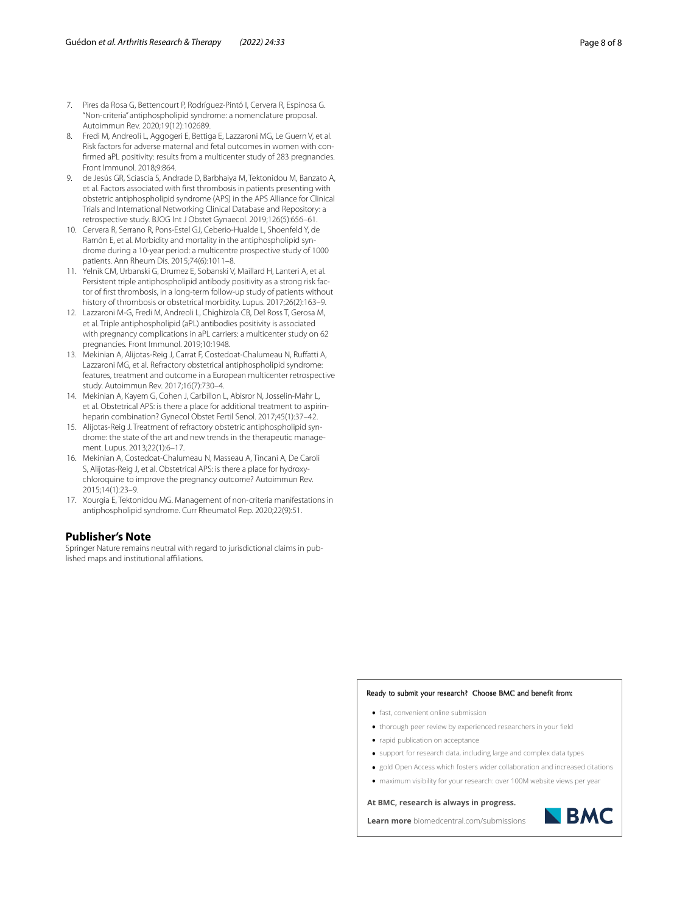7. Pires da Rosa G, Bettencourt P, Rodríguez-Pintó I, Cervera R, Espinosa G. "Non-criteria" antiphospholipid syndrome: a nomenclature proposal. Autoimmun Rev. 2020;19(12):102689.
8. Fredi M, Andreoli L, Aggogeri E, Bettiga E, Lazzaroni MG, Le Guern V, et al. Risk factors for adverse maternal and fetal outcomes in women with confirmed aPL positivity: results from a multicenter study of 283 pregnancies. Front Immunol. 2018;9:864.
9. de Jesús GR, Sciascia S, Andrade D, Barbhaiya M, Tektonidou M, Banzato A, et al. Factors associated with first thrombosis in patients presenting with obstetric antiphospholipid syndrome (APS) in the APS Alliance for Clinical Trials and International Networking Clinical Database and Repository: a retrospective study. BJOG Int J Obstet Gynaecol. 2019;126(5):656–61.
10. Cervera R, Serrano R, Pons-Estel GJ, Ceberio-Hualde L, Shoenfeld Y, de Ramón E, et al. Morbidity and mortality in the antiphospholipid syndrome during a 10-year period: a multicentre prospective study of 1000 patients. Ann Rheum Dis. 2015;74(6):1011–8.
11. Yelnik CM, Urbanski G, Drumez E, Sobanski V, Maillard H, Lanteri A, et al. Persistent triple antiphospholipid antibody positivity as a strong risk factor of first thrombosis, in a long-term follow-up study of patients without history of thrombosis or obstetrical morbidity. Lupus. 2017;26(2):163–9.
12. Lazzaroni M-G, Fredi M, Andreoli L, Chighizola CB, Del Ross T, Gerosa M, et al. Triple antiphospholipid (aPL) antibodies positivity is associated with pregnancy complications in aPL carriers: a multicenter study on 62 pregnancies. Front Immunol. 2019;10:1948.
13. Mekinian A, Alijotas-Reig J, Carrat F, Costedoat-Chalumeau N, Ruffatti A, Lazzaroni MG, et al. Refractory obstetrical antiphospholipid syndrome: features, treatment and outcome in a European multicenter retrospective study. Autoimmun Rev. 2017;16(7):730–4.
14. Mekinian A, Kayem G, Cohen J, Carbillon L, Abisror N, Josselin-Mahr L, et al. Obstetrical APS: is there a place for additional treatment to aspirin-heparin combination? Gynecol Obstet Fertil Senol. 2017;45(1):37–42.
15. Alijotas-Reig J. Treatment of refractory obstetric antiphospholipid syndrome: the state of the art and new trends in the therapeutic management. Lupus. 2013;22(1):6–17.
16. Mekinian A, Costedoat-Chalumeau N, Masseau A, Tincani A, De Caroli S, Alijotas-Reig J, et al. Obstetrical APS: is there a place for hydroxychloroquine to improve the pregnancy outcome? Autoimmun Rev. 2015;14(1):23–9.
17. Xourgia E, Tektonidou MG. Management of non-criteria manifestations in antiphospholipid syndrome. Curr Rheumatol Rep. 2020;22(9):51.

## Publisher's Note

Springer Nature remains neutral with regard to jurisdictional claims in published maps and institutional affiliations.

Ready to submit your research? Choose BMC and benefit from:

- fast, convenient online submission
- thorough peer review by experienced researchers in your field
- rapid publication on acceptance
- support for research data, including large and complex data types
- gold Open Access which fosters wider collaboration and increased citations
- maximum visibility for your research: over 100M website views per year

**At BMC, research is always in progress.**

**Learn more** biomedcentral.com/submissions

BMC